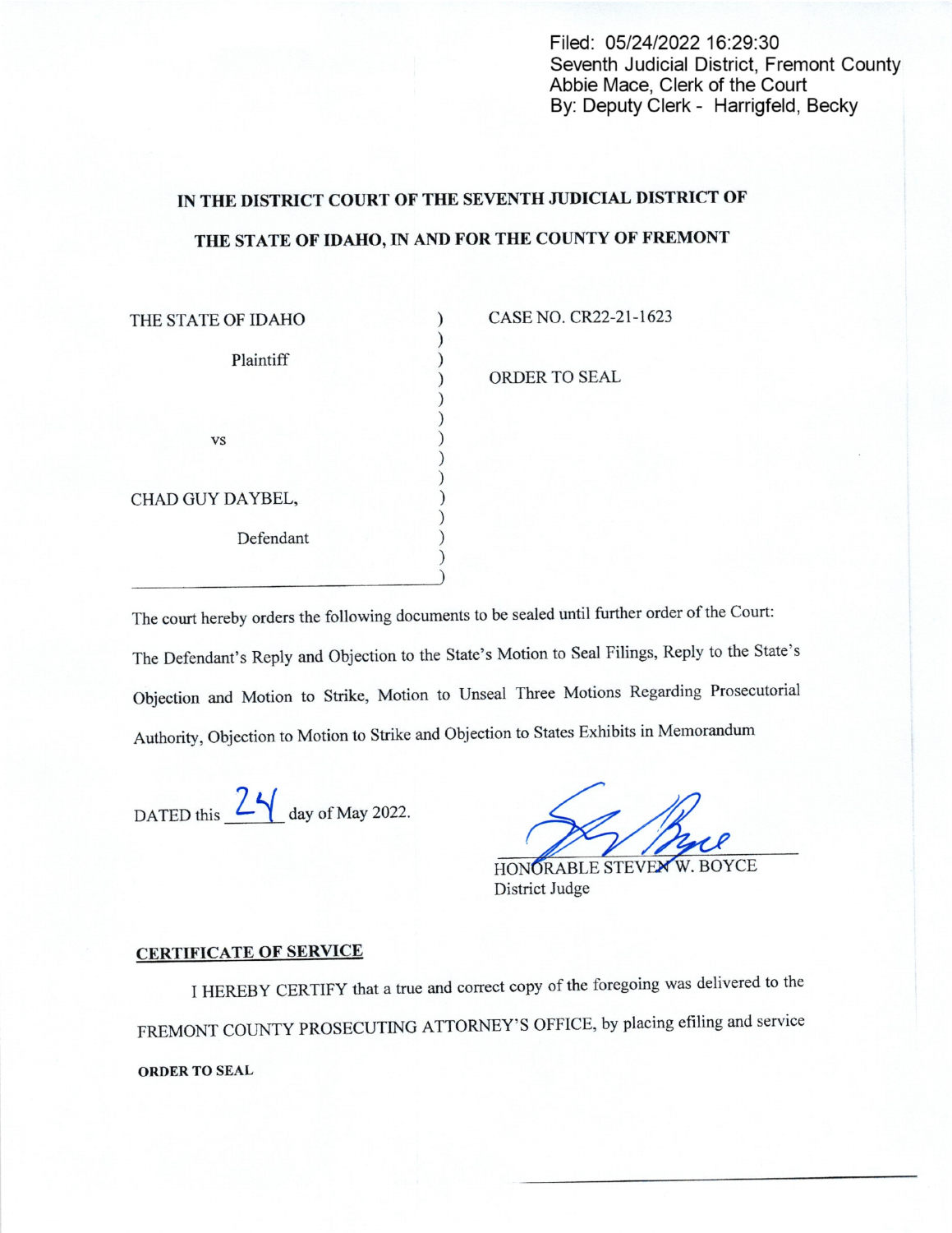Filed: 05/24/2022 16:29:30
Seventh Judicial District, Fremont County
Abbie Mace, Clerk of the Court
By: Deputy Clerk - Harrigfeld, Becky

**IN THE DISTRICT COURT OF THE SEVENTH JUDICIAL DISTRICT OF THE STATE OF IDAHO, IN AND FOR THE COUNTY OF FREMONT**

| | |
|---|---|
| THE STATE OF IDAHO<br><br>Plaintiff<br><br>vs<br><br>CHAD GUY DAYBEL,<br><br>Defendant | CASE NO. CR22-21-1623<br><br>ORDER TO SEAL |

The court hereby orders the following documents to be sealed until further order of the Court: The Defendant's Reply and Objection to the State's Motion to Seal Filings, Reply to the State's Objection and Motion to Strike, Motion to Unseal Three Motions Regarding Prosecutorial Authority, Objection to Motion to Strike and Objection to States Exhibits in Memorandum

DATED this 24 day of May 2022.

HONORABLE STEVEN W. BOYCE
District Judge

**CERTIFICATE OF SERVICE**

I HEREBY CERTIFY that a true and correct copy of the foregoing was delivered to the FREMONT COUNTY PROSECUTING ATTORNEY'S OFFICE, by placing efiling and service

**ORDER TO SEAL**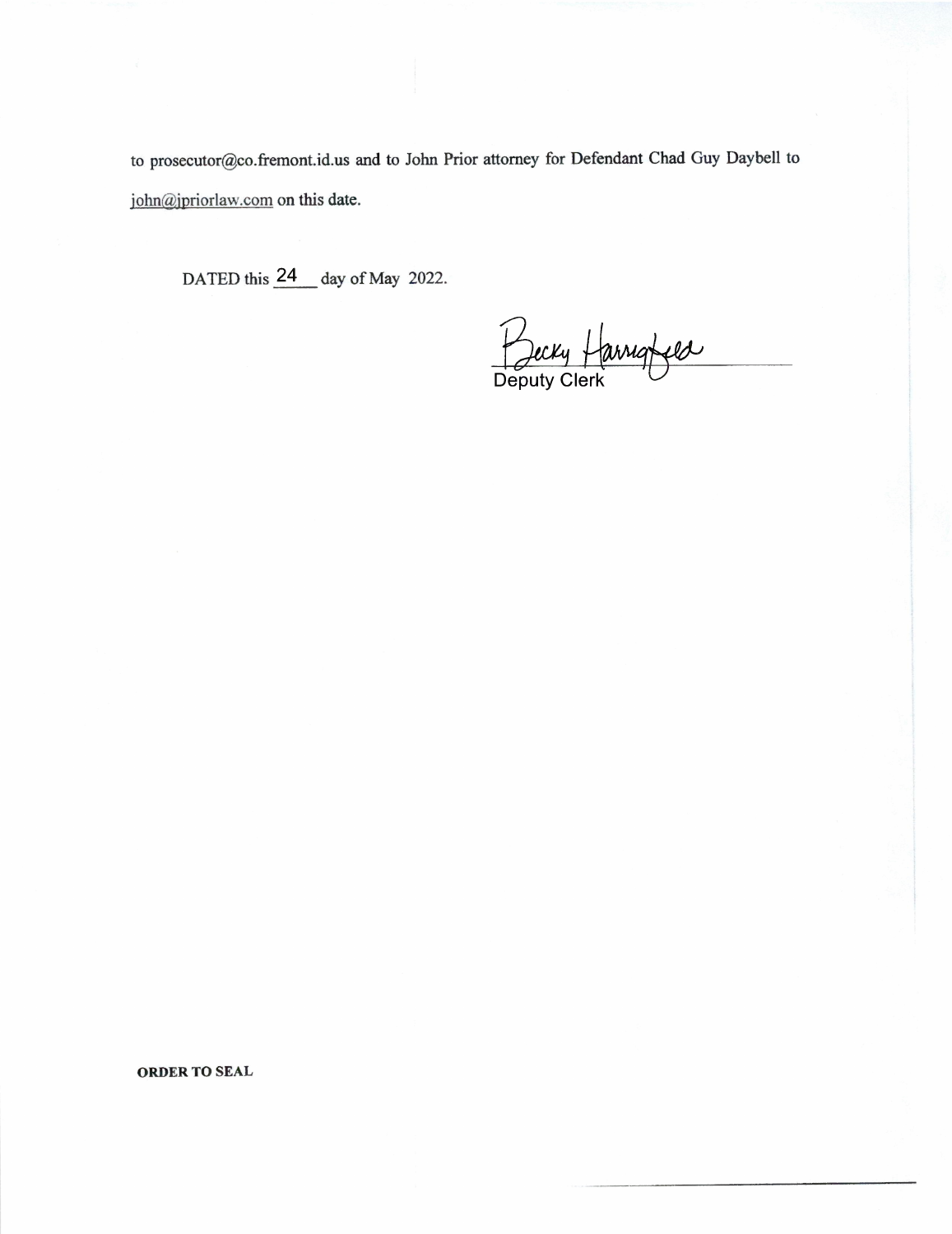to prosecutor@co.fremont.id.us and to John Prior attorney for Defendant Chad Guy Daybell to john@jpriorlaw.com on this date.

DATED this 24 day of May 2022.

Becky Harrigfeld
Deputy Clerk

**ORDER TO SEAL**